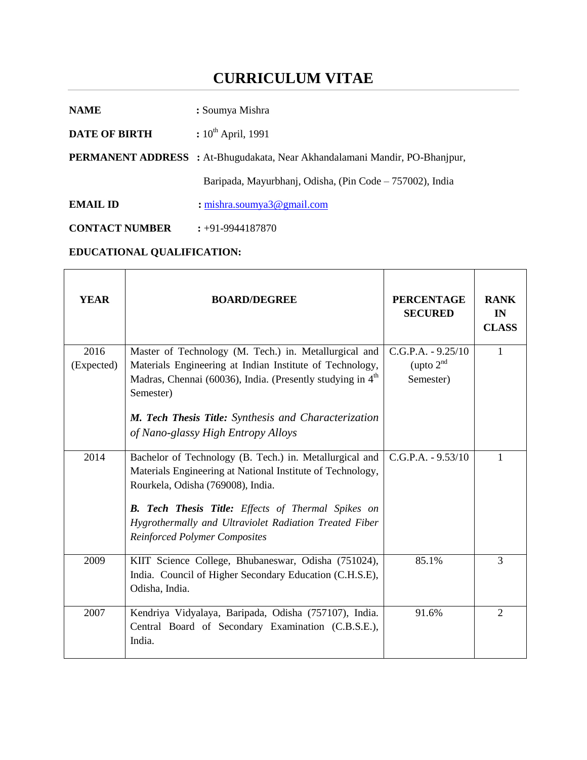# CURRICULUM VITAE

**NAME** : Soumya Mishra

**DATE OF BIRTH** : 10th April, 1991

**PERMANENT ADDRESS** : At-Bhugudakata, Near Akhandalamani Mandir, PO-Bhanjpur, Baripada, Mayurbhanj, Odisha, (Pin Code – 757002), India

**EMAIL ID** : mishra.soumya3@gmail.com

**CONTACT NUMBER** : +91-9944187870

**EDUCATIONAL QUALIFICATION:**

| YEAR | BOARD/DEGREE | PERCENTAGE SECURED | RANK IN CLASS |
|---|---|---|---|
| 2016 (Expected) | Master of Technology (M. Tech.) in Metallurgical and Materials Engineering at Indian Institute of Technology, Madras, Chennai (60036), India. (Presently studying in 4th Semester)<br><br>***M. Tech Thesis Title:*** *Synthesis and Characterization of Nano-glassy High Entropy Alloys* | C.G.P.A. - 9.25/10 (upto 2nd Semester) | 1 |
| 2014 | Bachelor of Technology (B. Tech.) in Metallurgical and Materials Engineering at National Institute of Technology, Rourkela, Odisha (769008), India.<br><br>***B. Tech Thesis Title:*** *Effects of Thermal Spikes on Hygrothermally and Ultraviolet Radiation Treated Fiber Reinforced Polymer Composites* | C.G.P.A. - 9.53/10 | 1 |
| 2009 | KIIT Science College, Bhubaneswar, Odisha (751024), India. Council of Higher Secondary Education (C.H.S.E), Odisha, India. | 85.1% | 3 |
| 2007 | Kendriya Vidyalaya, Baripada, Odisha (757107), India. Central Board of Secondary Examination (C.B.S.E.), India. | 91.6% | 2 |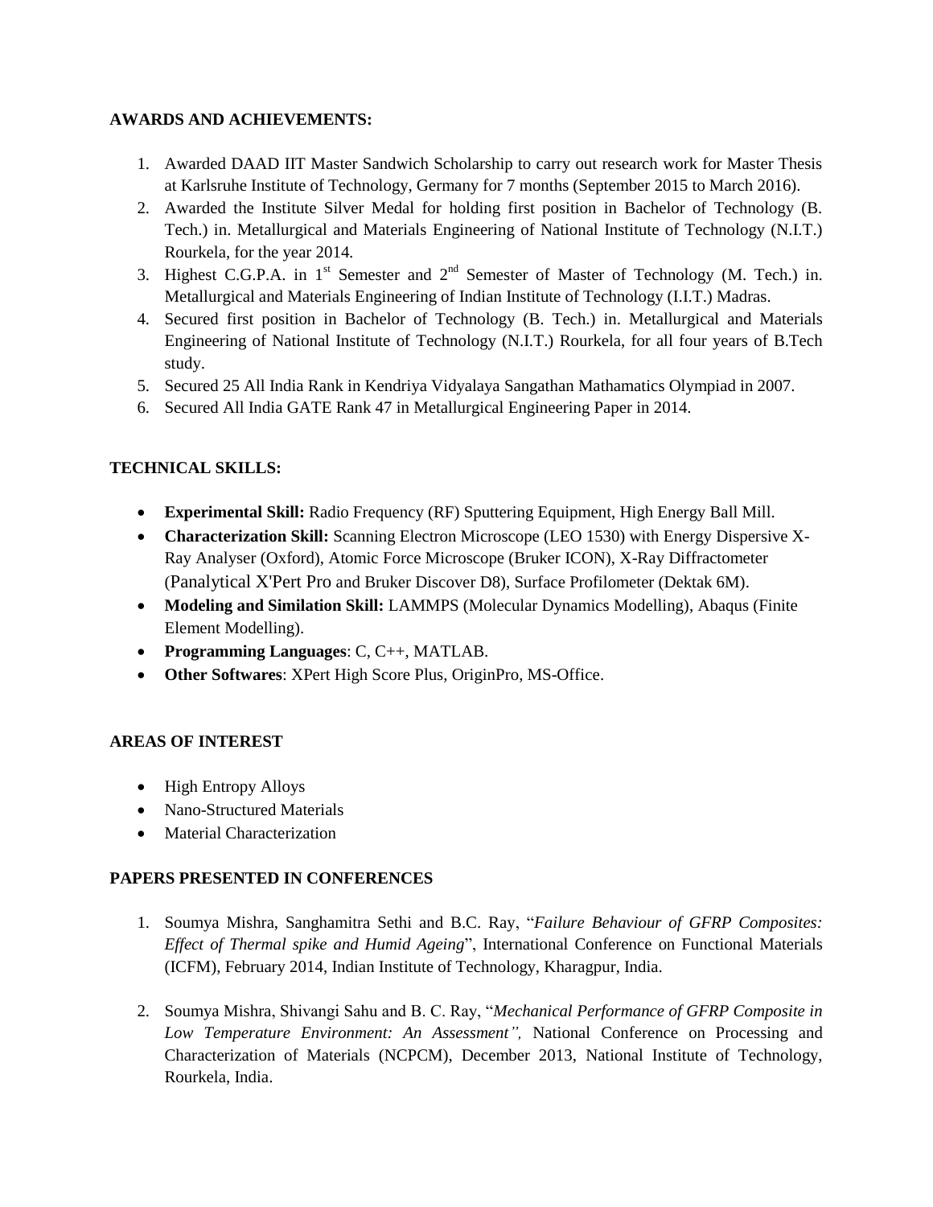**AWARDS AND ACHIEVEMENTS:**

1. Awarded DAAD IIT Master Sandwich Scholarship to carry out research work for Master Thesis at Karlsruhe Institute of Technology, Germany for 7 months (September 2015 to March 2016).
2. Awarded the Institute Silver Medal for holding first position in Bachelor of Technology (B. Tech.) in. Metallurgical and Materials Engineering of National Institute of Technology (N.I.T.) Rourkela, for the year 2014.
3. Highest C.G.P.A. in 1st Semester and 2nd Semester of Master of Technology (M. Tech.) in. Metallurgical and Materials Engineering of Indian Institute of Technology (I.I.T.) Madras.
4. Secured first position in Bachelor of Technology (B. Tech.) in. Metallurgical and Materials Engineering of National Institute of Technology (N.I.T.) Rourkela, for all four years of B.Tech study.
5. Secured 25 All India Rank in Kendriya Vidyalaya Sangathan Mathamatics Olympiad in 2007.
6. Secured All India GATE Rank 47 in Metallurgical Engineering Paper in 2014.

**TECHNICAL SKILLS:**

- **Experimental Skill:** Radio Frequency (RF) Sputtering Equipment, High Energy Ball Mill.
- **Characterization Skill:** Scanning Electron Microscope (LEO 1530) with Energy Dispersive X-Ray Analyser (Oxford), Atomic Force Microscope (Bruker ICON), X-Ray Diffractometer (Panalytical X'Pert Pro and Bruker Discover D8), Surface Profilometer (Dektak 6M).
- **Modeling and Similation Skill:** LAMMPS (Molecular Dynamics Modelling), Abaqus (Finite Element Modelling).
- **Programming Languages**: C, C++, MATLAB.
- **Other Softwares**: XPert High Score Plus, OriginPro, MS-Office.

**AREAS OF INTEREST**

- High Entropy Alloys
- Nano-Structured Materials
- Material Characterization

**PAPERS PRESENTED IN CONFERENCES**

1. Soumya Mishra, Sanghamitra Sethi and B.C. Ray, "*Failure Behaviour of GFRP Composites: Effect of Thermal spike and Humid Ageing*", International Conference on Functional Materials (ICFM), February 2014, Indian Institute of Technology, Kharagpur, India.

2. Soumya Mishra, Shivangi Sahu and B. C. Ray, "*Mechanical Performance of GFRP Composite in Low Temperature Environment: An Assessment",* National Conference on Processing and Characterization of Materials (NCPCM), December 2013, National Institute of Technology, Rourkela, India.